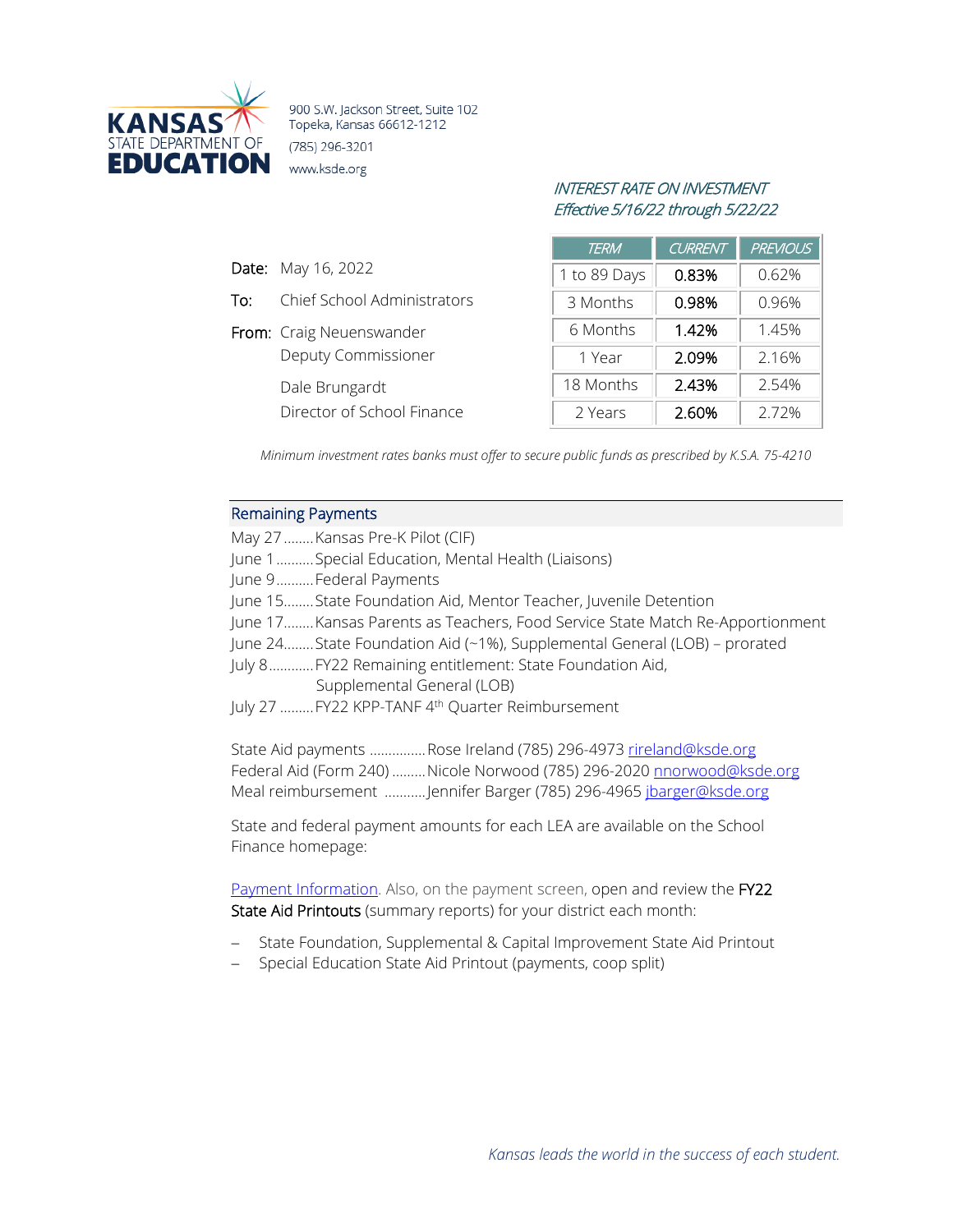**KANSAS STATE DEPARTMENT OF EDUCATION**

900 S.W. Jackson Street, Suite 102
Topeka, Kansas 66612-1212
(785) 296-3201
www.ksde.org

*INTEREST RATE ON INVESTMENT*
*Effective 5/16/22 through 5/22/22*

| TERM | CURRENT | PREVIOUS |
|---|---|---|
| 1 to 89 Days | **0.83%** | 0.62% |
| 3 Months | **0.98%** | 0.96% |
| 6 Months | **1.42%** | 1.45% |
| 1 Year | **2.09%** | 2.16% |
| 18 Months | **2.43%** | 2.54% |
| 2 Years | **2.60%** | 2.72% |

*Minimum investment rates banks must offer to secure public funds as prescribed by K.S.A. 75-4210*

**Date:** May 16, 2022

**To:** Chief School Administrators

**From:** Craig Neuenswander
Deputy Commissioner

Dale Brungardt
Director of School Finance

## Remaining Payments

May 27........Kansas Pre-K Pilot (CIF)
June 1..........Special Education, Mental Health (Liaisons)
June 9..........Federal Payments
June 15........State Foundation Aid, Mentor Teacher, Juvenile Detention
June 17........Kansas Parents as Teachers, Food Service State Match Re-Apportionment
June 24........State Foundation Aid (~1%), Supplemental General (LOB) – prorated
July 8............FY22 Remaining entitlement: State Foundation Aid, Supplemental General (LOB)
July 27 .........FY22 KPP-TANF 4th Quarter Reimbursement

State Aid payments ...............Rose Ireland (785) 296-4973 rireland@ksde.org
Federal Aid (Form 240) .........Nicole Norwood (785) 296-2020 nnorwood@ksde.org
Meal reimbursement ...........Jennifer Barger (785) 296-4965 jbarger@ksde.org

State and federal payment amounts for each LEA are available on the School Finance homepage:

Payment Information. Also, on the payment screen, open and review the **FY22 State Aid Printouts** (summary reports) for your district each month:

- State Foundation, Supplemental & Capital Improvement State Aid Printout
- Special Education State Aid Printout (payments, coop split)

*Kansas leads the world in the success of each student.*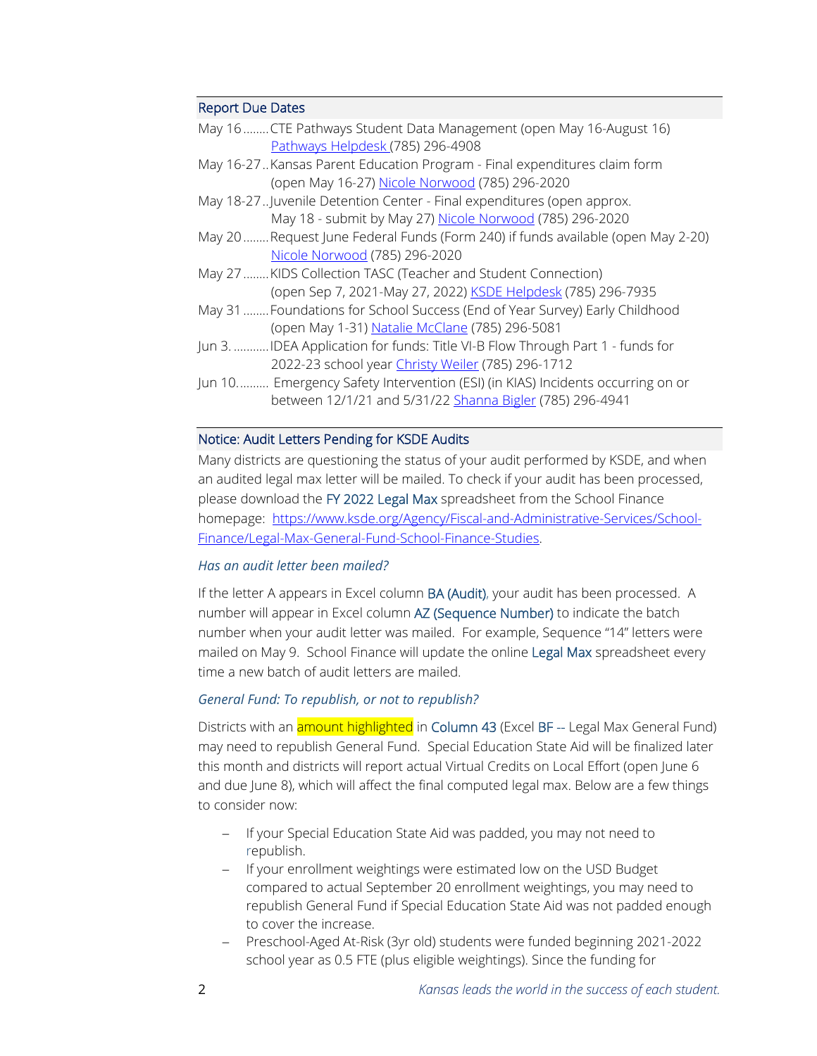## Report Due Dates

May 16........CTE Pathways Student Data Management (open May 16-August 16) Pathways Helpdesk (785) 296-4908

May 16-27..Kansas Parent Education Program - Final expenditures claim form (open May 16-27) Nicole Norwood (785) 296-2020

May 18-27..Juvenile Detention Center - Final expenditures (open approx. May 18 - submit by May 27) Nicole Norwood (785) 296-2020

May 20........Request June Federal Funds (Form 240) if funds available (open May 2-20) Nicole Norwood (785) 296-2020

May 27........KIDS Collection TASC (Teacher and Student Connection) (open Sep 7, 2021-May 27, 2022) KSDE Helpdesk (785) 296-7935

May 31........Foundations for School Success (End of Year Survey) Early Childhood (open May 1-31) Natalie McClane (785) 296-5081

Jun 3. ...........IDEA Application for funds: Title VI-B Flow Through Part 1 - funds for 2022-23 school year Christy Weiler (785) 296-1712

Jun 10.......... Emergency Safety Intervention (ESI) (in KIAS) Incidents occurring on or between 12/1/21 and 5/31/22 Shanna Bigler (785) 296-4941

## Notice: Audit Letters Pending for KSDE Audits

Many districts are questioning the status of your audit performed by KSDE, and when an audited legal max letter will be mailed. To check if your audit has been processed, please download the FY 2022 Legal Max spreadsheet from the School Finance homepage: https://www.ksde.org/Agency/Fiscal-and-Administrative-Services/School-Finance/Legal-Max-General-Fund-School-Finance-Studies.

### *Has an audit letter been mailed?*

If the letter A appears in Excel column BA (Audit), your audit has been processed. A number will appear in Excel column AZ (Sequence Number) to indicate the batch number when your audit letter was mailed. For example, Sequence "14" letters were mailed on May 9. School Finance will update the online Legal Max spreadsheet every time a new batch of audit letters are mailed.

### *General Fund: To republish, or not to republish?*

Districts with an amount highlighted in Column 43 (Excel BF -- Legal Max General Fund) may need to republish General Fund. Special Education State Aid will be finalized later this month and districts will report actual Virtual Credits on Local Effort (open June 6 and due June 8), which will affect the final computed legal max. Below are a few things to consider now:

- If your Special Education State Aid was padded, you may not need to republish.
- If your enrollment weightings were estimated low on the USD Budget compared to actual September 20 enrollment weightings, you may need to republish General Fund if Special Education State Aid was not padded enough to cover the increase.
- Preschool-Aged At-Risk (3yr old) students were funded beginning 2021-2022 school year as 0.5 FTE (plus eligible weightings). Since the funding for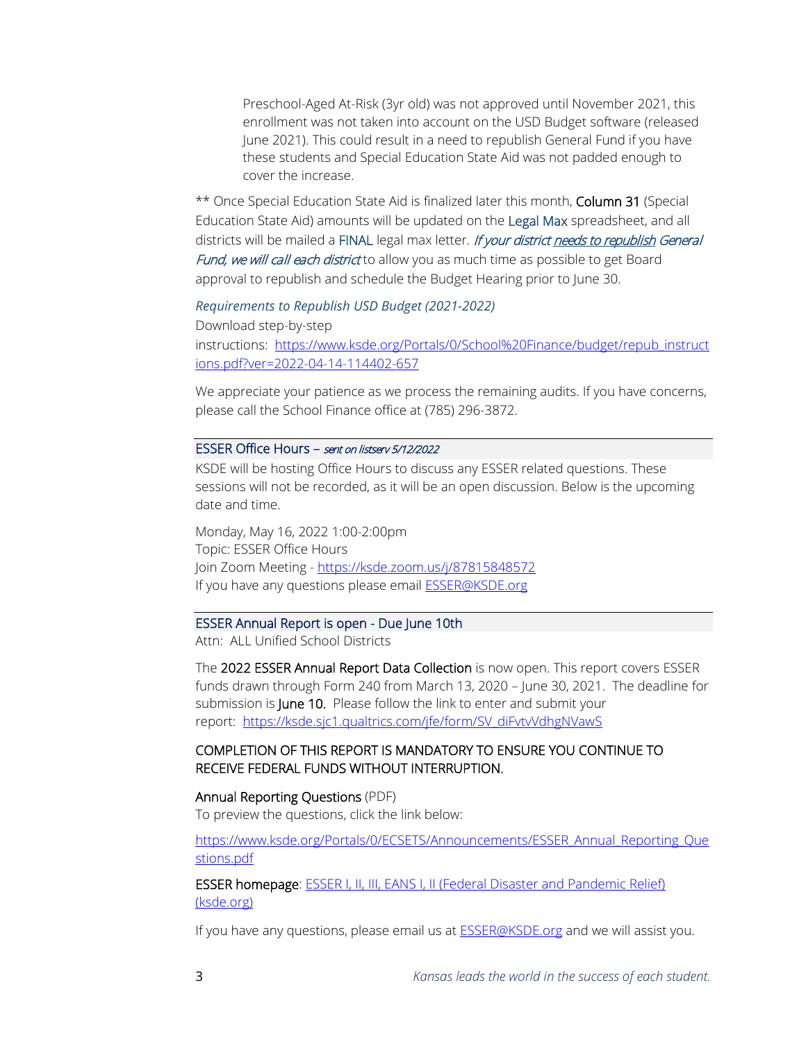Preschool-Aged At-Risk (3yr old) was not approved until November 2021, this enrollment was not taken into account on the USD Budget software (released June 2021). This could result in a need to republish General Fund if you have these students and Special Education State Aid was not padded enough to cover the increase.

** Once Special Education State Aid is finalized later this month, Column 31 (Special Education State Aid) amounts will be updated on the Legal Max spreadsheet, and all districts will be mailed a FINAL legal max letter. *If your district needs to republish General Fund, we will call each district* to allow you as much time as possible to get Board approval to republish and schedule the Budget Hearing prior to June 30.

*Requirements to Republish USD Budget (2021-2022)*
Download step-by-step instructions: https://www.ksde.org/Portals/0/School%20Finance/budget/repub_instructions.pdf?ver=2022-04-14-114402-657

We appreciate your patience as we process the remaining audits. If you have concerns, please call the School Finance office at (785) 296-3872.

## ESSER Office Hours – *sent on listserv 5/12/2022*

KSDE will be hosting Office Hours to discuss any ESSER related questions. These sessions will not be recorded, as it will be an open discussion. Below is the upcoming date and time.

Monday, May 16, 2022 1:00-2:00pm
Topic: ESSER Office Hours
Join Zoom Meeting - https://ksde.zoom.us/j/87815848572
If you have any questions please email ESSER@KSDE.org

## ESSER Annual Report is open - Due June 10th

Attn: ALL Unified School Districts

The 2022 ESSER Annual Report Data Collection is now open. This report covers ESSER funds drawn through Form 240 from March 13, 2020 – June 30, 2021. The deadline for submission is June 10. Please follow the link to enter and submit your report: https://ksde.sjc1.qualtrics.com/jfe/form/SV_diFvtvVdhgNVawS

COMPLETION OF THIS REPORT IS MANDATORY TO ENSURE YOU CONTINUE TO RECEIVE FEDERAL FUNDS WITHOUT INTERRUPTION.

Annual Reporting Questions (PDF)
To preview the questions, click the link below:

https://www.ksde.org/Portals/0/ECSETS/Announcements/ESSER_Annual_Reporting_Questions.pdf

ESSER homepage: ESSER I, II, III, EANS I, II (Federal Disaster and Pandemic Relief) (ksde.org)

If you have any questions, please email us at ESSER@KSDE.org and we will assist you.